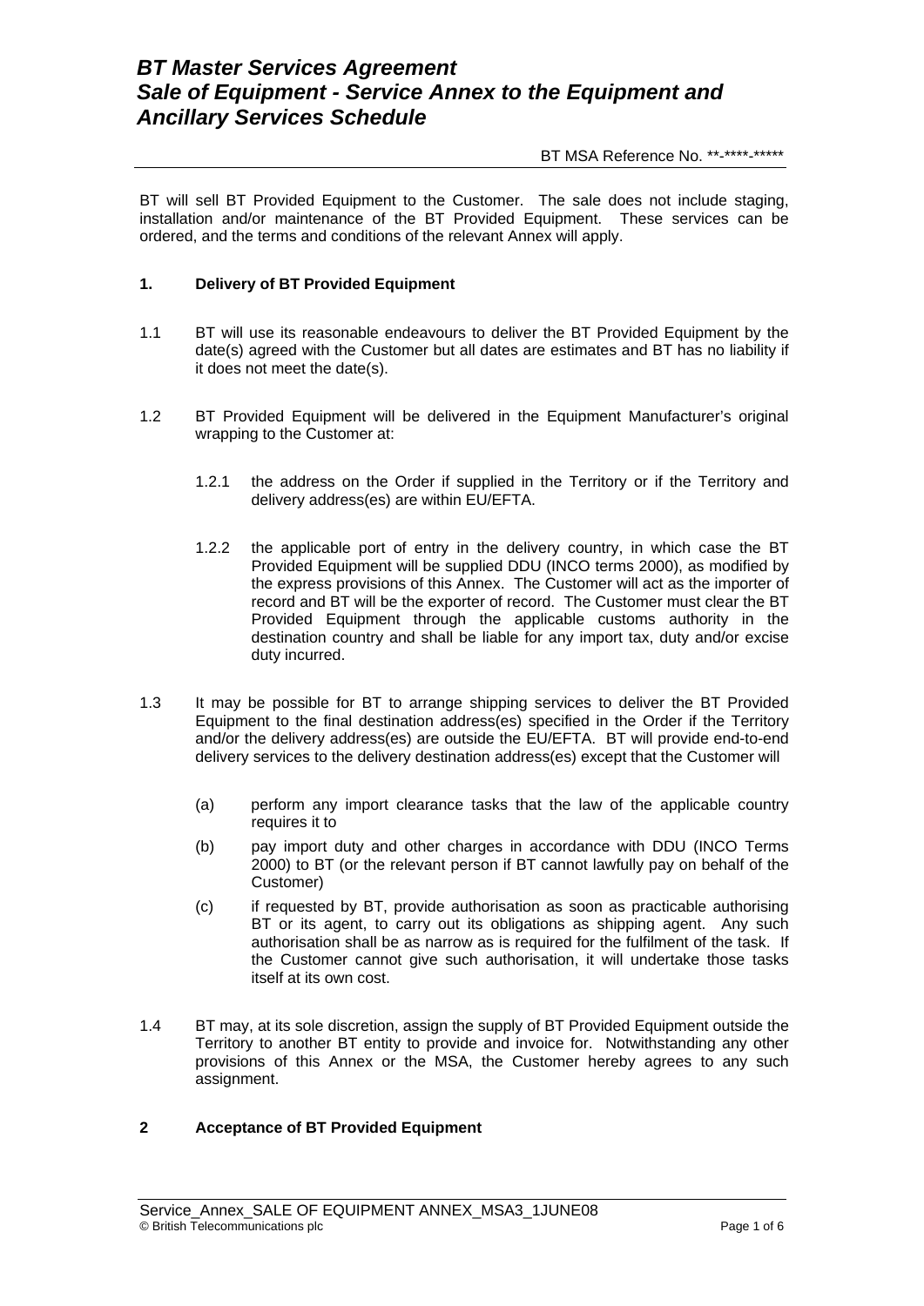# *BT Master Services Agreement*
# *Sale of Equipment - Service Annex to the Equipment and Ancillary Services Schedule*

BT MSA Reference No. **-****-*****

BT will sell BT Provided Equipment to the Customer. The sale does not include staging, installation and/or maintenance of the BT Provided Equipment. These services can be ordered, and the terms and conditions of the relevant Annex will apply.

## 1. Delivery of BT Provided Equipment

1.1 BT will use its reasonable endeavours to deliver the BT Provided Equipment by the date(s) agreed with the Customer but all dates are estimates and BT has no liability if it does not meet the date(s).

1.2 BT Provided Equipment will be delivered in the Equipment Manufacturer's original wrapping to the Customer at:

1.2.1 the address on the Order if supplied in the Territory or if the Territory and delivery address(es) are within EU/EFTA.

1.2.2 the applicable port of entry in the delivery country, in which case the BT Provided Equipment will be supplied DDU (INCO terms 2000), as modified by the express provisions of this Annex. The Customer will act as the importer of record and BT will be the exporter of record. The Customer must clear the BT Provided Equipment through the applicable customs authority in the destination country and shall be liable for any import tax, duty and/or excise duty incurred.

1.3 It may be possible for BT to arrange shipping services to deliver the BT Provided Equipment to the final destination address(es) specified in the Order if the Territory and/or the delivery address(es) are outside the EU/EFTA. BT will provide end-to-end delivery services to the delivery destination address(es) except that the Customer will

(a) perform any import clearance tasks that the law of the applicable country requires it to

(b) pay import duty and other charges in accordance with DDU (INCO Terms 2000) to BT (or the relevant person if BT cannot lawfully pay on behalf of the Customer)

(c) if requested by BT, provide authorisation as soon as practicable authorising BT or its agent, to carry out its obligations as shipping agent. Any such authorisation shall be as narrow as is required for the fulfilment of the task. If the Customer cannot give such authorisation, it will undertake those tasks itself at its own cost.

1.4 BT may, at its sole discretion, assign the supply of BT Provided Equipment outside the Territory to another BT entity to provide and invoice for. Notwithstanding any other provisions of this Annex or the MSA, the Customer hereby agrees to any such assignment.

## 2 Acceptance of BT Provided Equipment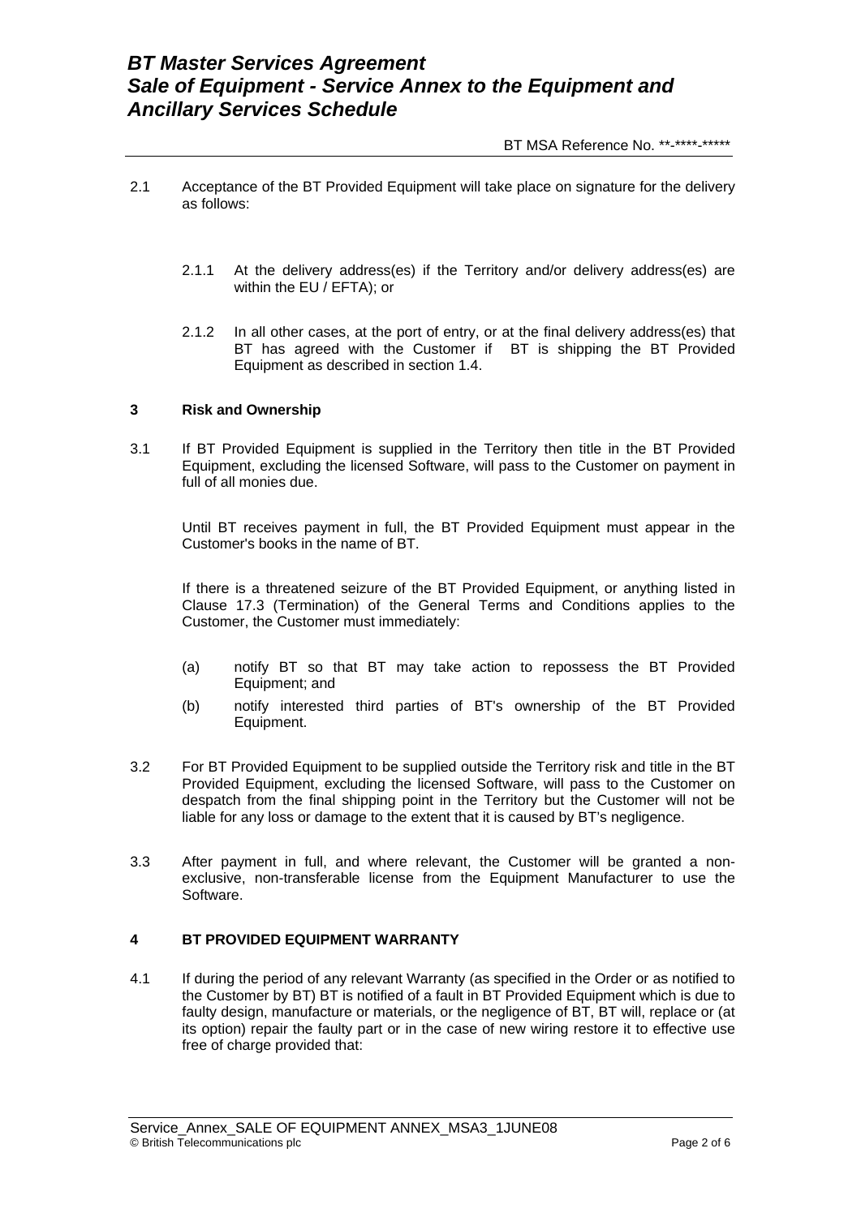2.1 Acceptance of the BT Provided Equipment will take place on signature for the delivery as follows:

2.1.1 At the delivery address(es) if the Territory and/or delivery address(es) are within the EU / EFTA); or

2.1.2 In all other cases, at the port of entry, or at the final delivery address(es) that BT has agreed with the Customer if BT is shipping the BT Provided Equipment as described in section 1.4.

## 3 Risk and Ownership

3.1 If BT Provided Equipment is supplied in the Territory then title in the BT Provided Equipment, excluding the licensed Software, will pass to the Customer on payment in full of all monies due.

Until BT receives payment in full, the BT Provided Equipment must appear in the Customer's books in the name of BT.

If there is a threatened seizure of the BT Provided Equipment, or anything listed in Clause 17.3 (Termination) of the General Terms and Conditions applies to the Customer, the Customer must immediately:

(a) notify BT so that BT may take action to repossess the BT Provided Equipment; and

(b) notify interested third parties of BT's ownership of the BT Provided Equipment.

3.2 For BT Provided Equipment to be supplied outside the Territory risk and title in the BT Provided Equipment, excluding the licensed Software, will pass to the Customer on despatch from the final shipping point in the Territory but the Customer will not be liable for any loss or damage to the extent that it is caused by BT's negligence.

3.3 After payment in full, and where relevant, the Customer will be granted a non-exclusive, non-transferable license from the Equipment Manufacturer to use the Software.

## 4 BT PROVIDED EQUIPMENT WARRANTY

4.1 If during the period of any relevant Warranty (as specified in the Order or as notified to the Customer by BT) BT is notified of a fault in BT Provided Equipment which is due to faulty design, manufacture or materials, or the negligence of BT, BT will, replace or (at its option) repair the faulty part or in the case of new wiring restore it to effective use free of charge provided that: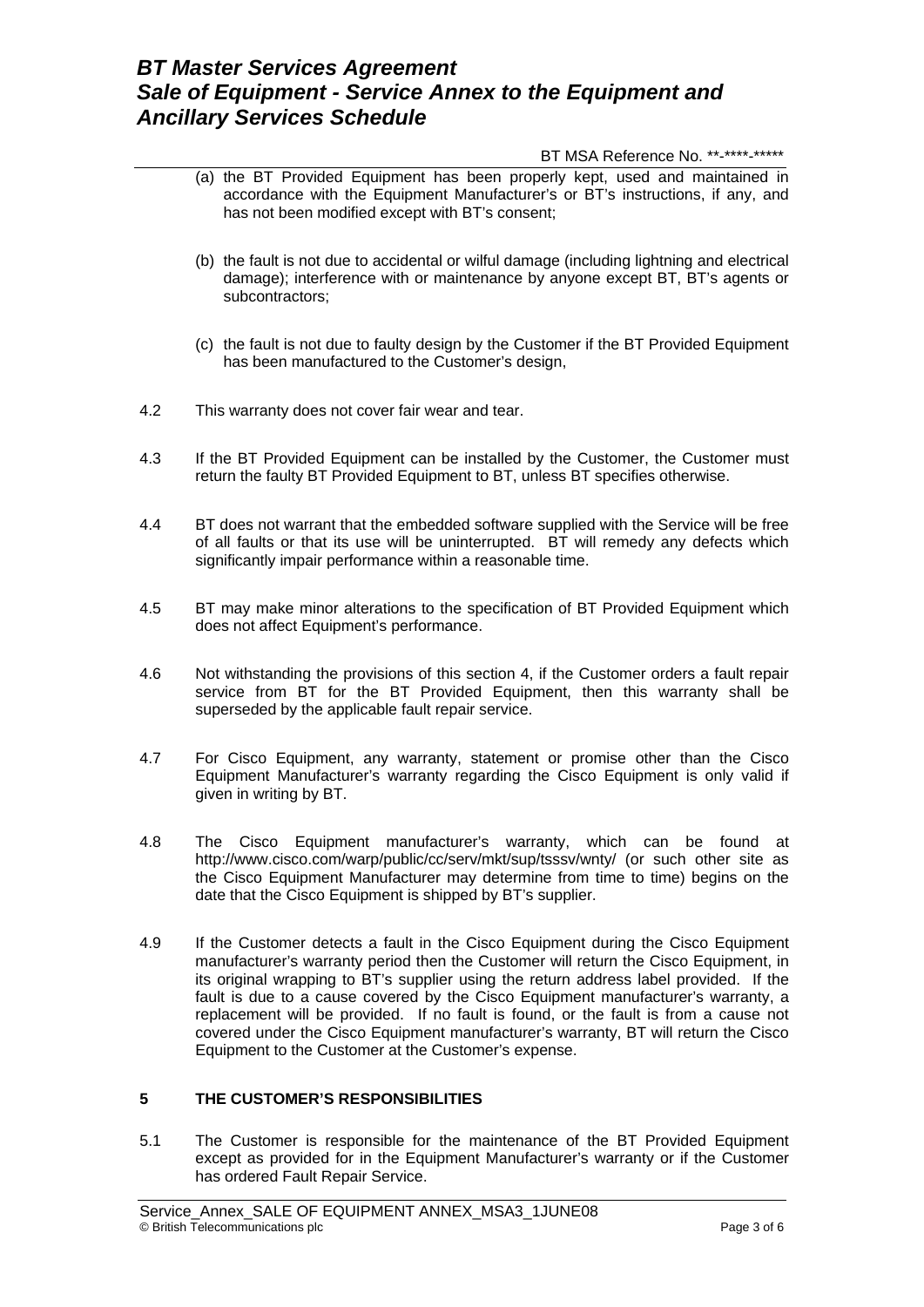(a) the BT Provided Equipment has been properly kept, used and maintained in accordance with the Equipment Manufacturer's or BT's instructions, if any, and has not been modified except with BT's consent;

(b) the fault is not due to accidental or wilful damage (including lightning and electrical damage); interference with or maintenance by anyone except BT, BT's agents or subcontractors;

(c) the fault is not due to faulty design by the Customer if the BT Provided Equipment has been manufactured to the Customer's design,

4.2 This warranty does not cover fair wear and tear.

4.3 If the BT Provided Equipment can be installed by the Customer, the Customer must return the faulty BT Provided Equipment to BT, unless BT specifies otherwise.

4.4 BT does not warrant that the embedded software supplied with the Service will be free of all faults or that its use will be uninterrupted. BT will remedy any defects which significantly impair performance within a reasonable time.

4.5 BT may make minor alterations to the specification of BT Provided Equipment which does not affect Equipment's performance.

4.6 Not withstanding the provisions of this section 4, if the Customer orders a fault repair service from BT for the BT Provided Equipment, then this warranty shall be superseded by the applicable fault repair service.

4.7 For Cisco Equipment, any warranty, statement or promise other than the Cisco Equipment Manufacturer's warranty regarding the Cisco Equipment is only valid if given in writing by BT.

4.8 The Cisco Equipment manufacturer's warranty, which can be found at http://www.cisco.com/warp/public/cc/serv/mkt/sup/tsssv/wnty/ (or such other site as the Cisco Equipment Manufacturer may determine from time to time) begins on the date that the Cisco Equipment is shipped by BT's supplier.

4.9 If the Customer detects a fault in the Cisco Equipment during the Cisco Equipment manufacturer's warranty period then the Customer will return the Cisco Equipment, in its original wrapping to BT's supplier using the return address label provided. If the fault is due to a cause covered by the Cisco Equipment manufacturer's warranty, a replacement will be provided. If no fault is found, or the fault is from a cause not covered under the Cisco Equipment manufacturer's warranty, BT will return the Cisco Equipment to the Customer at the Customer's expense.

## 5 THE CUSTOMER'S RESPONSIBILITIES

5.1 The Customer is responsible for the maintenance of the BT Provided Equipment except as provided for in the Equipment Manufacturer's warranty or if the Customer has ordered Fault Repair Service.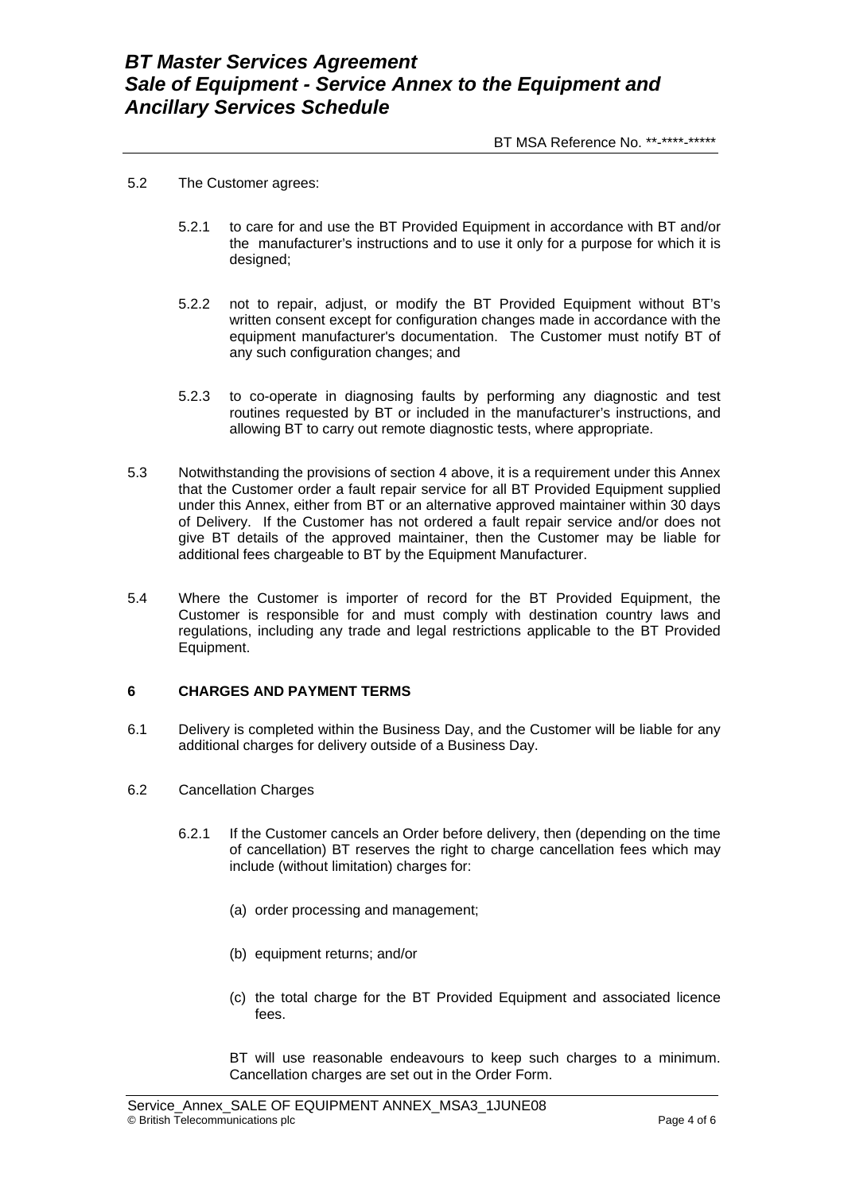5.2 The Customer agrees:

5.2.1 to care for and use the BT Provided Equipment in accordance with BT and/or the manufacturer's instructions and to use it only for a purpose for which it is designed;

5.2.2 not to repair, adjust, or modify the BT Provided Equipment without BT's written consent except for configuration changes made in accordance with the equipment manufacturer's documentation. The Customer must notify BT of any such configuration changes; and

5.2.3 to co-operate in diagnosing faults by performing any diagnostic and test routines requested by BT or included in the manufacturer's instructions, and allowing BT to carry out remote diagnostic tests, where appropriate.

5.3 Notwithstanding the provisions of section 4 above, it is a requirement under this Annex that the Customer order a fault repair service for all BT Provided Equipment supplied under this Annex, either from BT or an alternative approved maintainer within 30 days of Delivery. If the Customer has not ordered a fault repair service and/or does not give BT details of the approved maintainer, then the Customer may be liable for additional fees chargeable to BT by the Equipment Manufacturer.

5.4 Where the Customer is importer of record for the BT Provided Equipment, the Customer is responsible for and must comply with destination country laws and regulations, including any trade and legal restrictions applicable to the BT Provided Equipment.

## 6 CHARGES AND PAYMENT TERMS

6.1 Delivery is completed within the Business Day, and the Customer will be liable for any additional charges for delivery outside of a Business Day.

6.2 Cancellation Charges

6.2.1 If the Customer cancels an Order before delivery, then (depending on the time of cancellation) BT reserves the right to charge cancellation fees which may include (without limitation) charges for:

(a) order processing and management;

(b) equipment returns; and/or

(c) the total charge for the BT Provided Equipment and associated licence fees.

BT will use reasonable endeavours to keep such charges to a minimum. Cancellation charges are set out in the Order Form.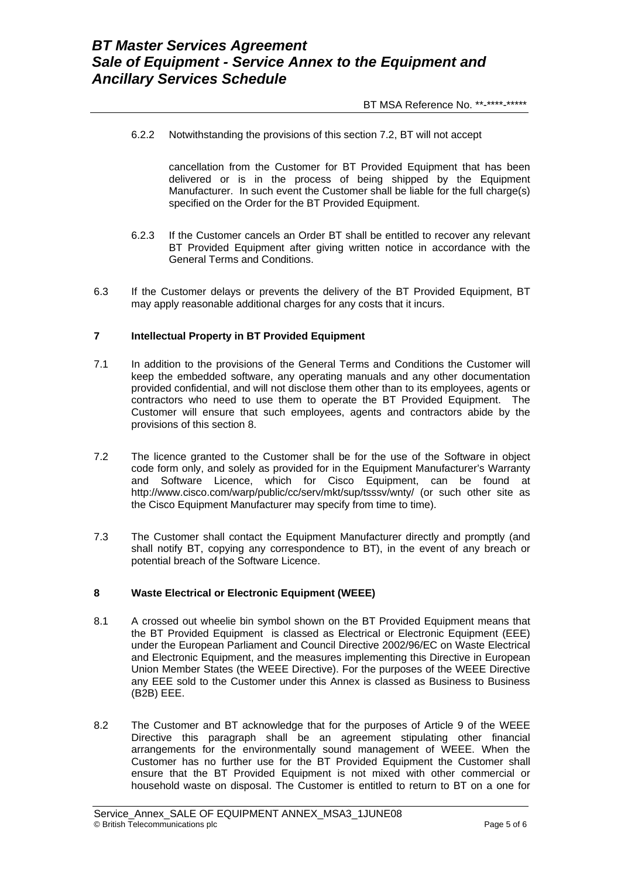6.2.2 Notwithstanding the provisions of this section 7.2, BT will not accept

cancellation from the Customer for BT Provided Equipment that has been delivered or is in the process of being shipped by the Equipment Manufacturer. In such event the Customer shall be liable for the full charge(s) specified on the Order for the BT Provided Equipment.

6.2.3 If the Customer cancels an Order BT shall be entitled to recover any relevant BT Provided Equipment after giving written notice in accordance with the General Terms and Conditions.

6.3 If the Customer delays or prevents the delivery of the BT Provided Equipment, BT may apply reasonable additional charges for any costs that it incurs.

## 7 Intellectual Property in BT Provided Equipment

7.1 In addition to the provisions of the General Terms and Conditions the Customer will keep the embedded software, any operating manuals and any other documentation provided confidential, and will not disclose them other than to its employees, agents or contractors who need to use them to operate the BT Provided Equipment. The Customer will ensure that such employees, agents and contractors abide by the provisions of this section 8.

7.2 The licence granted to the Customer shall be for the use of the Software in object code form only, and solely as provided for in the Equipment Manufacturer's Warranty and Software Licence, which for Cisco Equipment, can be found at http://www.cisco.com/warp/public/cc/serv/mkt/sup/tsssv/wnty/ (or such other site as the Cisco Equipment Manufacturer may specify from time to time).

7.3 The Customer shall contact the Equipment Manufacturer directly and promptly (and shall notify BT, copying any correspondence to BT), in the event of any breach or potential breach of the Software Licence.

## 8 Waste Electrical or Electronic Equipment (WEEE)

8.1 A crossed out wheelie bin symbol shown on the BT Provided Equipment means that the BT Provided Equipment is classed as Electrical or Electronic Equipment (EEE) under the European Parliament and Council Directive 2002/96/EC on Waste Electrical and Electronic Equipment, and the measures implementing this Directive in European Union Member States (the WEEE Directive). For the purposes of the WEEE Directive any EEE sold to the Customer under this Annex is classed as Business to Business (B2B) EEE.

8.2 The Customer and BT acknowledge that for the purposes of Article 9 of the WEEE Directive this paragraph shall be an agreement stipulating other financial arrangements for the environmentally sound management of WEEE. When the Customer has no further use for the BT Provided Equipment the Customer shall ensure that the BT Provided Equipment is not mixed with other commercial or household waste on disposal. The Customer is entitled to return to BT on a one for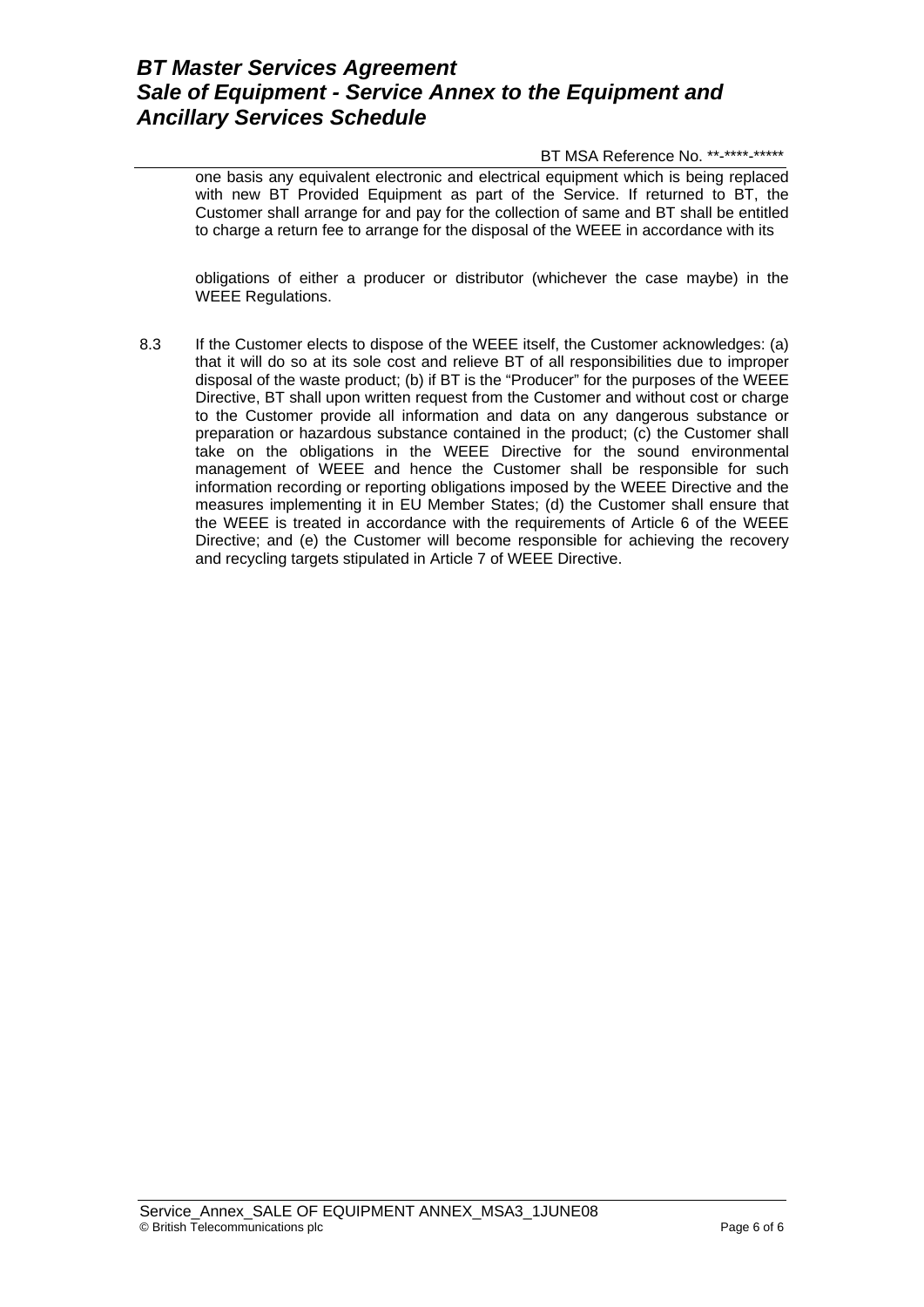one basis any equivalent electronic and electrical equipment which is being replaced with new BT Provided Equipment as part of the Service. If returned to BT, the Customer shall arrange for and pay for the collection of same and BT shall be entitled to charge a return fee to arrange for the disposal of the WEEE in accordance with its

obligations of either a producer or distributor (whichever the case maybe) in the WEEE Regulations.

8.3 If the Customer elects to dispose of the WEEE itself, the Customer acknowledges: (a) that it will do so at its sole cost and relieve BT of all responsibilities due to improper disposal of the waste product; (b) if BT is the "Producer" for the purposes of the WEEE Directive, BT shall upon written request from the Customer and without cost or charge to the Customer provide all information and data on any dangerous substance or preparation or hazardous substance contained in the product; (c) the Customer shall take on the obligations in the WEEE Directive for the sound environmental management of WEEE and hence the Customer shall be responsible for such information recording or reporting obligations imposed by the WEEE Directive and the measures implementing it in EU Member States; (d) the Customer shall ensure that the WEEE is treated in accordance with the requirements of Article 6 of the WEEE Directive; and (e) the Customer will become responsible for achieving the recovery and recycling targets stipulated in Article 7 of WEEE Directive.